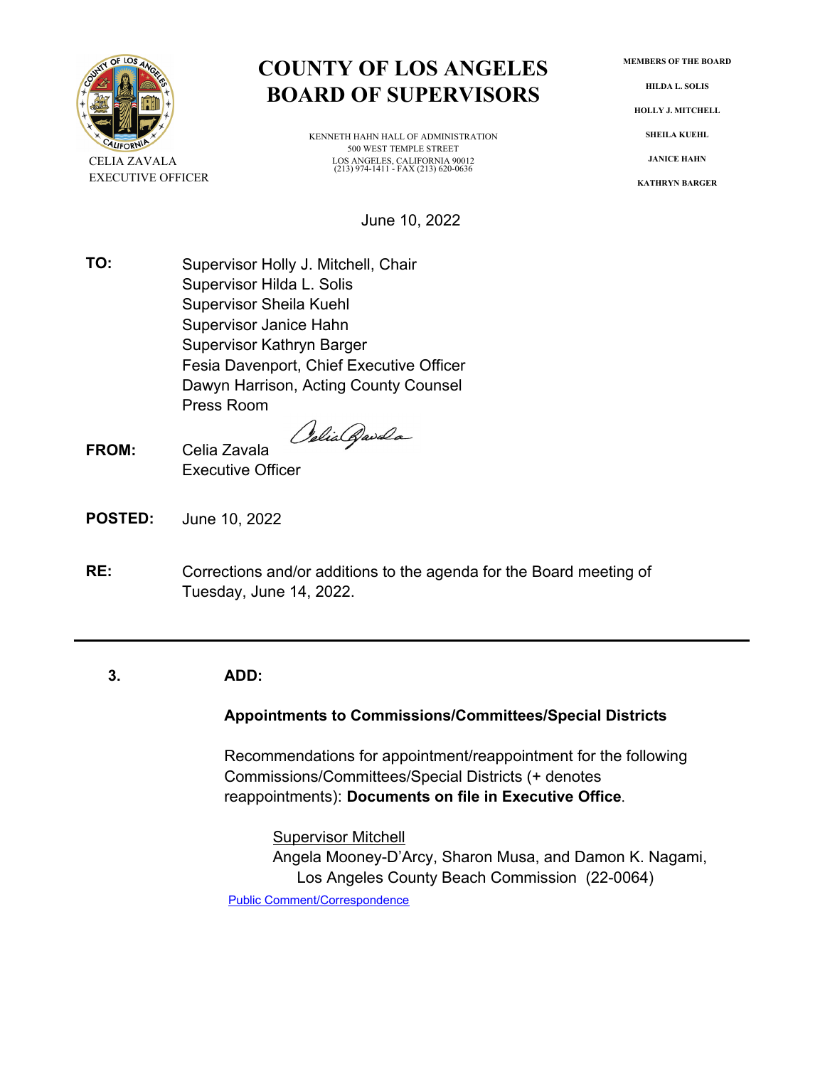# COUNTY OF LOS ANGELES
# BOARD OF SUPERVISORS

CELIA ZAVALA
EXECUTIVE OFFICER

KENNETH HAHN HALL OF ADMINISTRATION
500 WEST TEMPLE STREET
LOS ANGELES, CALIFORNIA 90012
(213) 974-1411 - FAX (213) 620-0636

MEMBERS OF THE BOARD

HILDA L. SOLIS

HOLLY J. MITCHELL

SHEILA KUEHL

JANICE HAHN

KATHRYN BARGER

June 10, 2022

**TO:** Supervisor Holly J. Mitchell, Chair
Supervisor Hilda L. Solis
Supervisor Sheila Kuehl
Supervisor Janice Hahn
Supervisor Kathryn Barger
Fesia Davenport, Chief Executive Officer
Dawyn Harrison, Acting County Counsel
Press Room

**FROM:** Celia Zavala
Executive Officer

**POSTED:** June 10, 2022

**RE:** Corrections and/or additions to the agenda for the Board meeting of Tuesday, June 14, 2022.

---

**3. ADD:**

**Appointments to Commissions/Committees/Special Districts**

Recommendations for appointment/reappointment for the following Commissions/Committees/Special Districts (+ denotes reappointments): **Documents on file in Executive Office**.

Supervisor Mitchell
Angela Mooney-D'Arcy, Sharon Musa, and Damon K. Nagami, Los Angeles County Beach Commission (22-0064)

Public Comment/Correspondence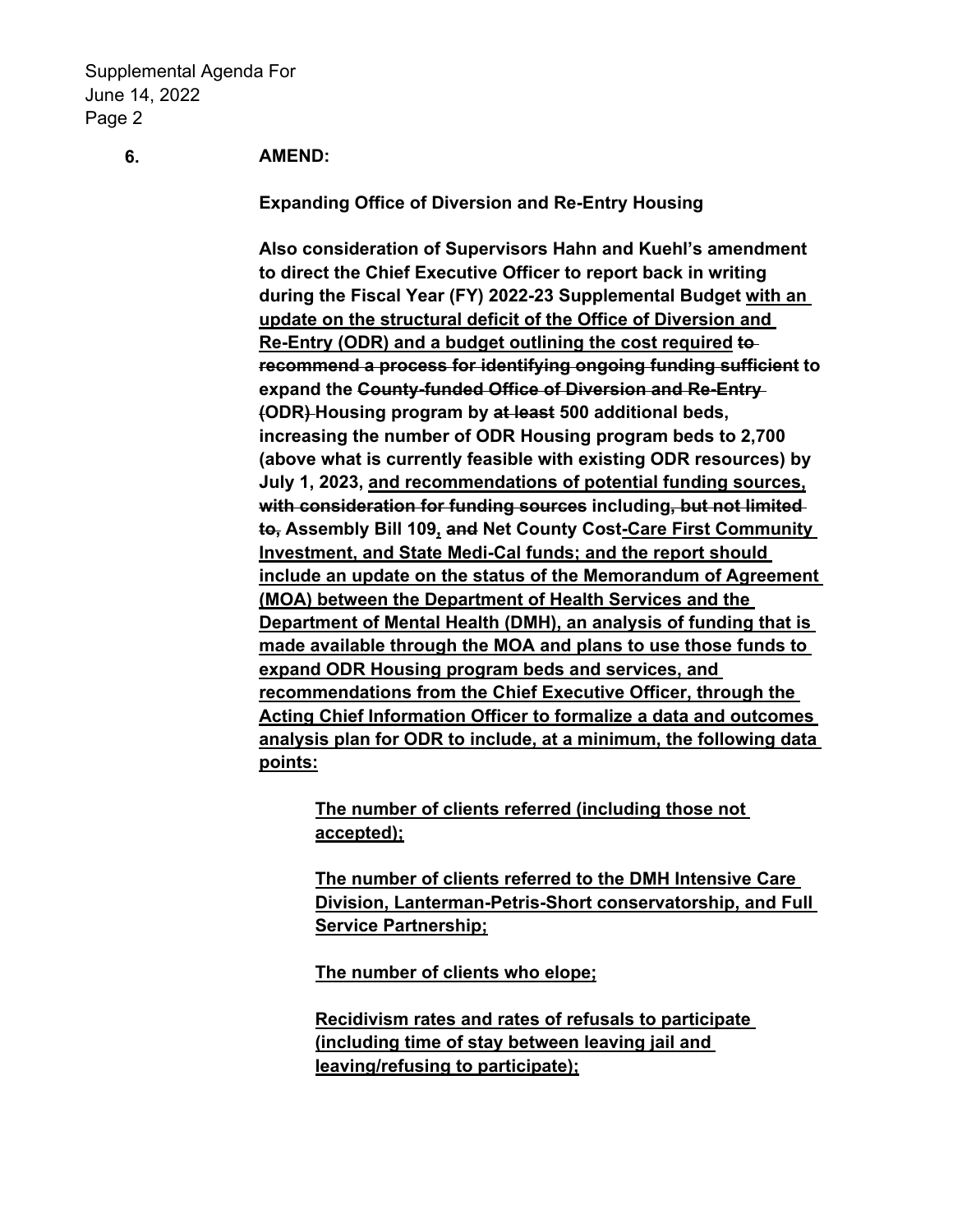**6.** **AMEND:**

**Expanding Office of Diversion and Re-Entry Housing**

**Also consideration of Supervisors Hahn and Kuehl's amendment to direct the Chief Executive Officer to report back in writing during the Fiscal Year (FY) 2022-23 Supplemental Budget <u>with an update on the structural deficit of the Office of Diversion and Re-Entry (ODR) and a budget outlining the cost required</u> ~~to recommend a process for identifying ongoing funding sufficient~~ to expand the ~~County-funded Office of Diversion and Re-Entry (ODR)~~ Housing program by ~~at least~~ 500 additional beds, increasing the number of ODR Housing program beds to 2,700 (above what is currently feasible with existing ODR resources) by July 1, 2023, <u>and recommendations of potential funding sources,</u> ~~with consideration for funding sources~~ including~~, but not limited to,~~ Assembly Bill 109<u>,</u> ~~and~~ Net County Cost<u>-Care First Community Investment, and State Medi-Cal funds; and the report should include an update on the status of the Memorandum of Agreement (MOA) between the Department of Health Services and the Department of Mental Health (DMH), an analysis of funding that is made available through the MOA and plans to use those funds to expand ODR Housing program beds and services, and recommendations from the Chief Executive Officer, through the Acting Chief Information Officer to formalize a data and outcomes analysis plan for ODR to include, at a minimum, the following data points:</u>**

> **<u>The number of clients referred (including those not accepted);</u>**
>
> **<u>The number of clients referred to the DMH Intensive Care Division, Lanterman-Petris-Short conservatorship, and Full Service Partnership;</u>**
>
> **<u>The number of clients who elope;</u>**
>
> **<u>Recidivism rates and rates of refusals to participate (including time of stay between leaving jail and leaving/refusing to participate);</u>**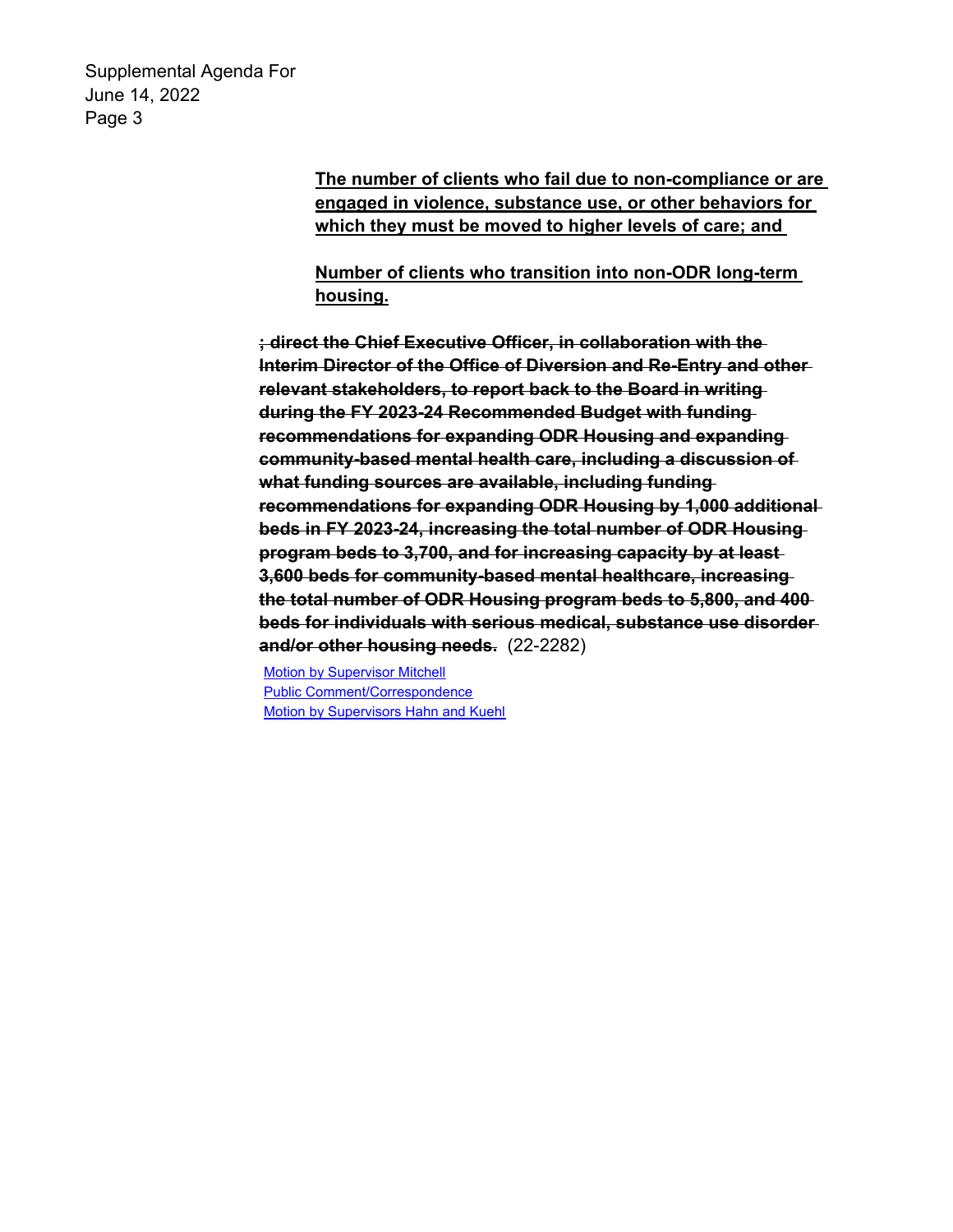<u>**The number of clients who fail due to non-compliance or are engaged in violence, substance use, or other behaviors for which they must be moved to higher levels of care; and**</u>

<u>**Number of clients who transition into non-ODR long-term housing.**</u>

~~**; direct the Chief Executive Officer, in collaboration with the Interim Director of the Office of Diversion and Re-Entry and other relevant stakeholders, to report back to the Board in writing during the FY 2023-24 Recommended Budget with funding recommendations for expanding ODR Housing and expanding community-based mental health care, including a discussion of what funding sources are available, including funding recommendations for expanding ODR Housing by 1,000 additional beds in FY 2023-24, increasing the total number of ODR Housing program beds to 3,700, and for increasing capacity by at least 3,600 beds for community-based mental healthcare, increasing the total number of ODR Housing program beds to 5,800, and 400 beds for individuals with serious medical, substance use disorder and/or other housing needs.**~~ (22-2282)

Motion by Supervisor Mitchell
Public Comment/Correspondence
Motion by Supervisors Hahn and Kuehl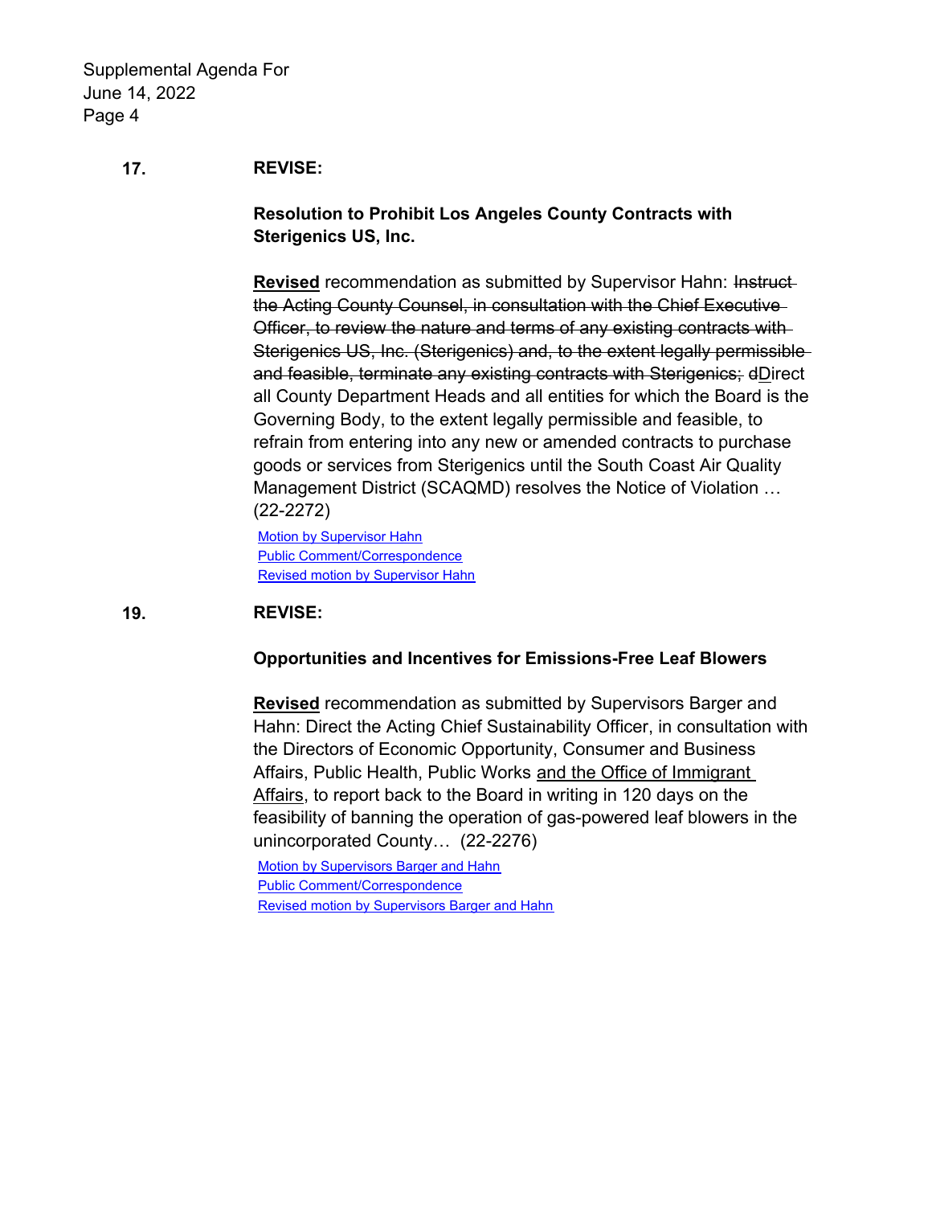**17. REVISE:**

**Resolution to Prohibit Los Angeles County Contracts with Sterigenics US, Inc.**

**Revised** recommendation as submitted by Supervisor Hahn: ~~Instruct the Acting County Counsel, in consultation with the Chief Executive Officer, to review the nature and terms of any existing contracts with Sterigenics US, Inc. (Sterigenics) and, to the extent legally permissible and feasible, terminate any existing contracts with Sterigenics; d~~Direct all County Department Heads and all entities for which the Board is the Governing Body, to the extent legally permissible and feasible, to refrain from entering into any new or amended contracts to purchase goods or services from Sterigenics until the South Coast Air Quality Management District (SCAQMD) resolves the Notice of Violation … (22-2272)

Motion by Supervisor Hahn
Public Comment/Correspondence
Revised motion by Supervisor Hahn

**19. REVISE:**

**Opportunities and Incentives for Emissions-Free Leaf Blowers**

**Revised** recommendation as submitted by Supervisors Barger and Hahn: Direct the Acting Chief Sustainability Officer, in consultation with the Directors of Economic Opportunity, Consumer and Business Affairs, Public Health, Public Works and the Office of Immigrant Affairs, to report back to the Board in writing in 120 days on the feasibility of banning the operation of gas-powered leaf blowers in the unincorporated County… (22-2276)

Motion by Supervisors Barger and Hahn
Public Comment/Correspondence
Revised motion by Supervisors Barger and Hahn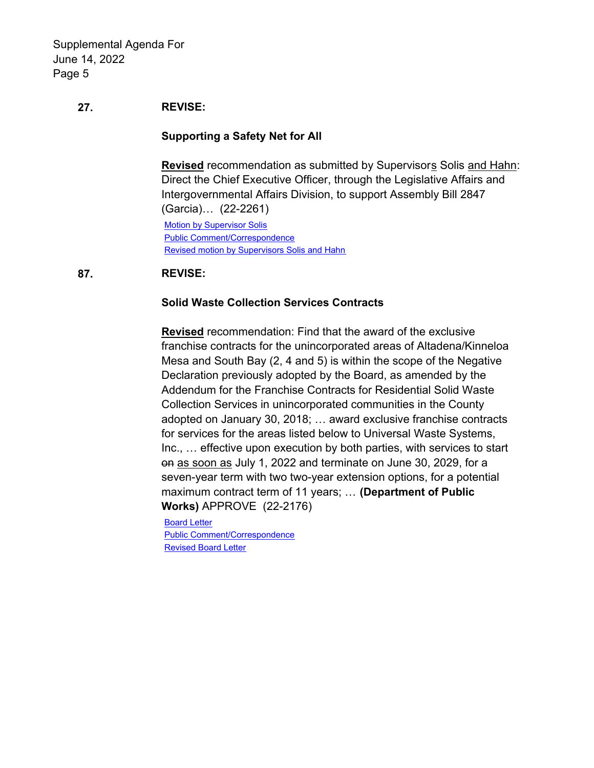**27.** **REVISE:**

**Supporting a Safety Net for All**

<u>**Revised**</u> recommendation as submitted by Supervisor<u>s</u> Solis <u>and Hahn</u>: Direct the Chief Executive Officer, through the Legislative Affairs and Intergovernmental Affairs Division, to support Assembly Bill 2847 (Garcia)… (22-2261)

Motion by Supervisor Solis
Public Comment/Correspondence
Revised motion by Supervisors Solis and Hahn

**87.** **REVISE:**

**Solid Waste Collection Services Contracts**

<u>**Revised**</u> recommendation: Find that the award of the exclusive franchise contracts for the unincorporated areas of Altadena/Kinneloa Mesa and South Bay (2, 4 and 5) is within the scope of the Negative Declaration previously adopted by the Board, as amended by the Addendum for the Franchise Contracts for Residential Solid Waste Collection Services in unincorporated communities in the County adopted on January 30, 2018; … award exclusive franchise contracts for services for the areas listed below to Universal Waste Systems, Inc., … effective upon execution by both parties, with services to start ~~on~~ <u>as soon as</u> July 1, 2022 and terminate on June 30, 2029, for a seven-year term with two two-year extension options, for a potential maximum contract term of 11 years; … **(Department of Public Works)** APPROVE (22-2176)

Board Letter
Public Comment/Correspondence
Revised Board Letter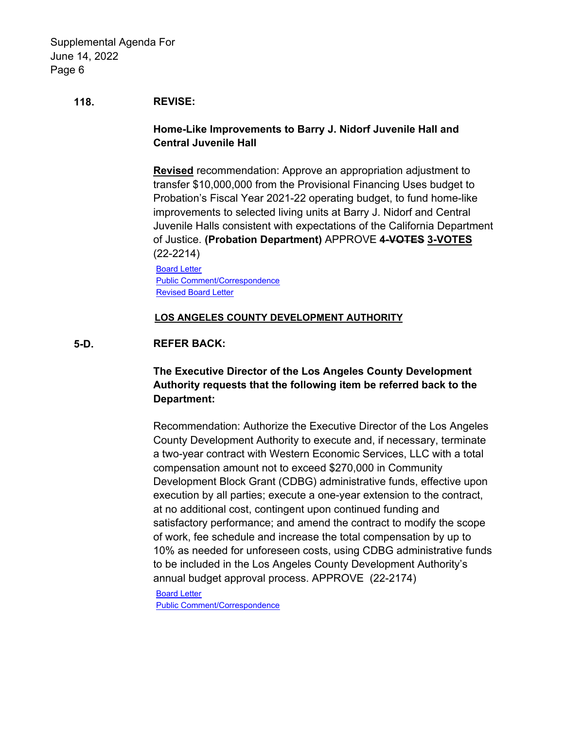**118.** **REVISE:**

**Home-Like Improvements to Barry J. Nidorf Juvenile Hall and Central Juvenile Hall**

**Revised** recommendation: Approve an appropriation adjustment to transfer $10,000,000 from the Provisional Financing Uses budget to Probation's Fiscal Year 2021-22 operating budget, to fund home-like improvements to selected living units at Barry J. Nidorf and Central Juvenile Halls consistent with expectations of the California Department of Justice. **(Probation Department)** APPROVE ~~**4-VOTES**~~ **3-VOTES** (22-2214)

Board Letter
Public Comment/Correspondence
Revised Board Letter

**LOS ANGELES COUNTY DEVELOPMENT AUTHORITY**

**5-D.** **REFER BACK:**

**The Executive Director of the Los Angeles County Development Authority requests that the following item be referred back to the Department:**

Recommendation: Authorize the Executive Director of the Los Angeles County Development Authority to execute and, if necessary, terminate a two-year contract with Western Economic Services, LLC with a total compensation amount not to exceed $270,000 in Community Development Block Grant (CDBG) administrative funds, effective upon execution by all parties; execute a one-year extension to the contract, at no additional cost, contingent upon continued funding and satisfactory performance; and amend the contract to modify the scope of work, fee schedule and increase the total compensation by up to 10% as needed for unforeseen costs, using CDBG administrative funds to be included in the Los Angeles County Development Authority's annual budget approval process. APPROVE (22-2174)

Board Letter
Public Comment/Correspondence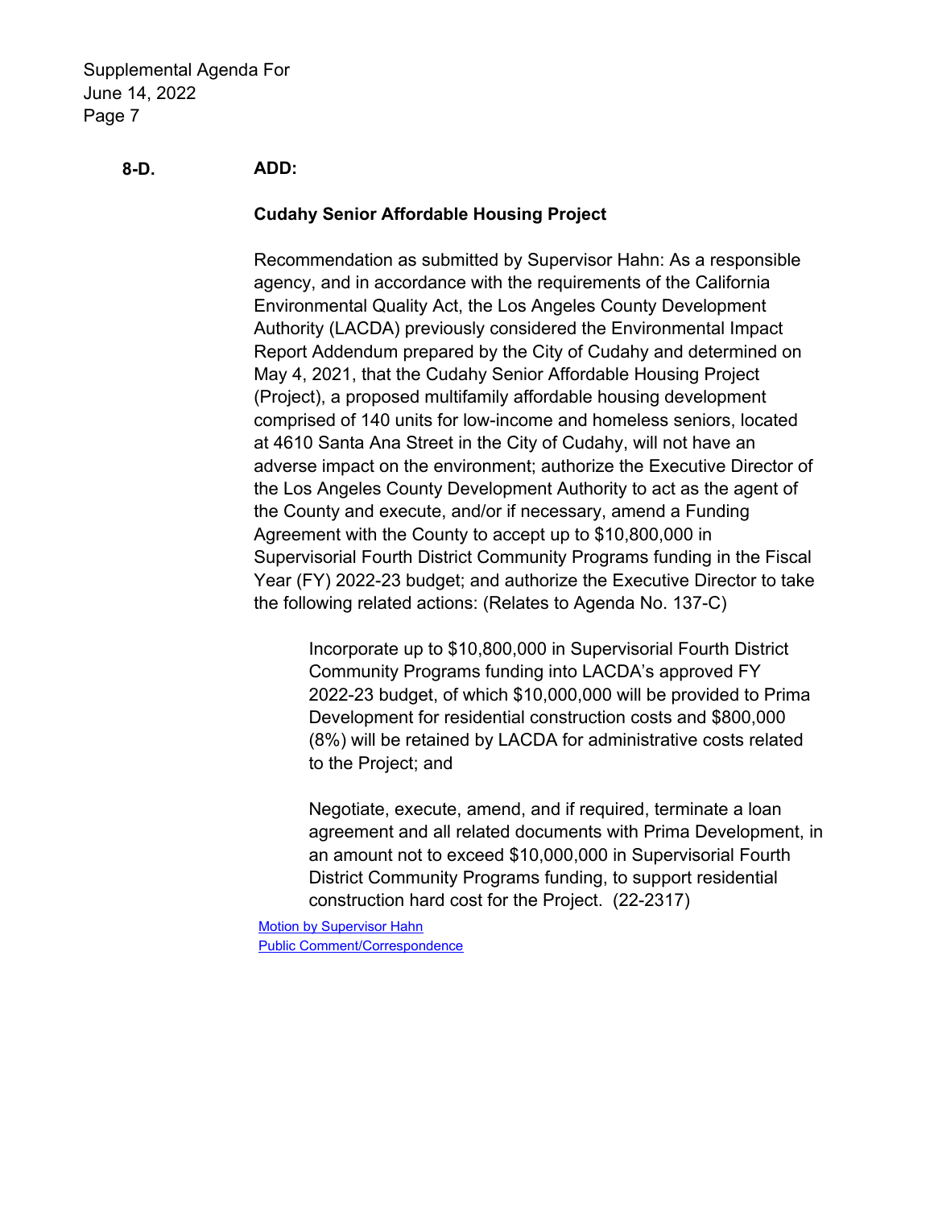**8-D.** **ADD:**

**Cudahy Senior Affordable Housing Project**

Recommendation as submitted by Supervisor Hahn: As a responsible agency, and in accordance with the requirements of the California Environmental Quality Act, the Los Angeles County Development Authority (LACDA) previously considered the Environmental Impact Report Addendum prepared by the City of Cudahy and determined on May 4, 2021, that the Cudahy Senior Affordable Housing Project (Project), a proposed multifamily affordable housing development comprised of 140 units for low-income and homeless seniors, located at 4610 Santa Ana Street in the City of Cudahy, will not have an adverse impact on the environment; authorize the Executive Director of the Los Angeles County Development Authority to act as the agent of the County and execute, and/or if necessary, amend a Funding Agreement with the County to accept up to $10,800,000 in Supervisorial Fourth District Community Programs funding in the Fiscal Year (FY) 2022-23 budget; and authorize the Executive Director to take the following related actions: (Relates to Agenda No. 137-C)

> Incorporate up to $10,800,000 in Supervisorial Fourth District Community Programs funding into LACDA's approved FY 2022-23 budget, of which $10,000,000 will be provided to Prima Development for residential construction costs and $800,000 (8%) will be retained by LACDA for administrative costs related to the Project; and
>
> Negotiate, execute, amend, and if required, terminate a loan agreement and all related documents with Prima Development, in an amount not to exceed $10,000,000 in Supervisorial Fourth District Community Programs funding, to support residential construction hard cost for the Project. (22-2317)

Motion by Supervisor Hahn
Public Comment/Correspondence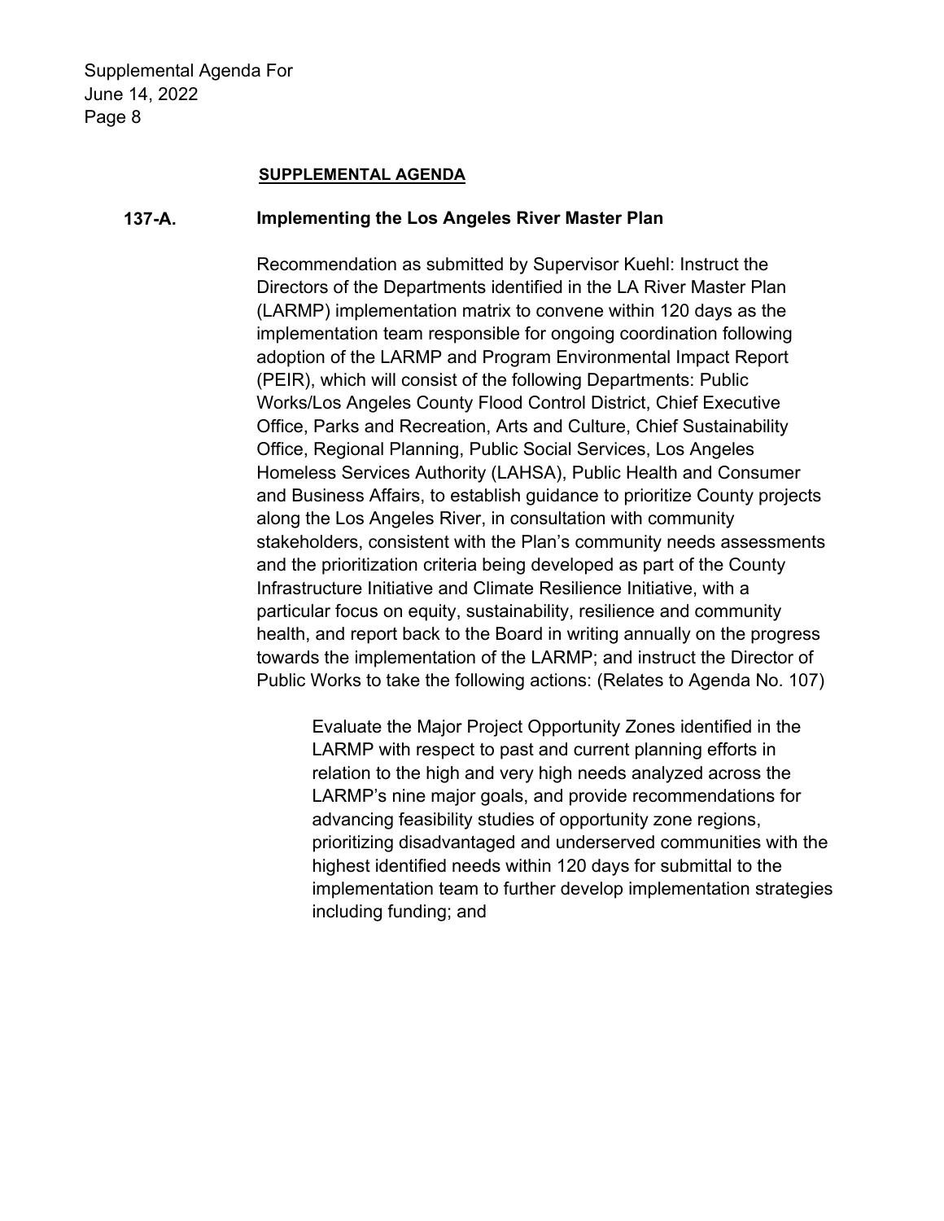## SUPPLEMENTAL AGENDA

**137-A. Implementing the Los Angeles River Master Plan**

Recommendation as submitted by Supervisor Kuehl: Instruct the Directors of the Departments identified in the LA River Master Plan (LARMP) implementation matrix to convene within 120 days as the implementation team responsible for ongoing coordination following adoption of the LARMP and Program Environmental Impact Report (PEIR), which will consist of the following Departments: Public Works/Los Angeles County Flood Control District, Chief Executive Office, Parks and Recreation, Arts and Culture, Chief Sustainability Office, Regional Planning, Public Social Services, Los Angeles Homeless Services Authority (LAHSA), Public Health and Consumer and Business Affairs, to establish guidance to prioritize County projects along the Los Angeles River, in consultation with community stakeholders, consistent with the Plan's community needs assessments and the prioritization criteria being developed as part of the County Infrastructure Initiative and Climate Resilience Initiative, with a particular focus on equity, sustainability, resilience and community health, and report back to the Board in writing annually on the progress towards the implementation of the LARMP; and instruct the Director of Public Works to take the following actions: (Relates to Agenda No. 107)

> Evaluate the Major Project Opportunity Zones identified in the LARMP with respect to past and current planning efforts in relation to the high and very high needs analyzed across the LARMP's nine major goals, and provide recommendations for advancing feasibility studies of opportunity zone regions, prioritizing disadvantaged and underserved communities with the highest identified needs within 120 days for submittal to the implementation team to further develop implementation strategies including funding; and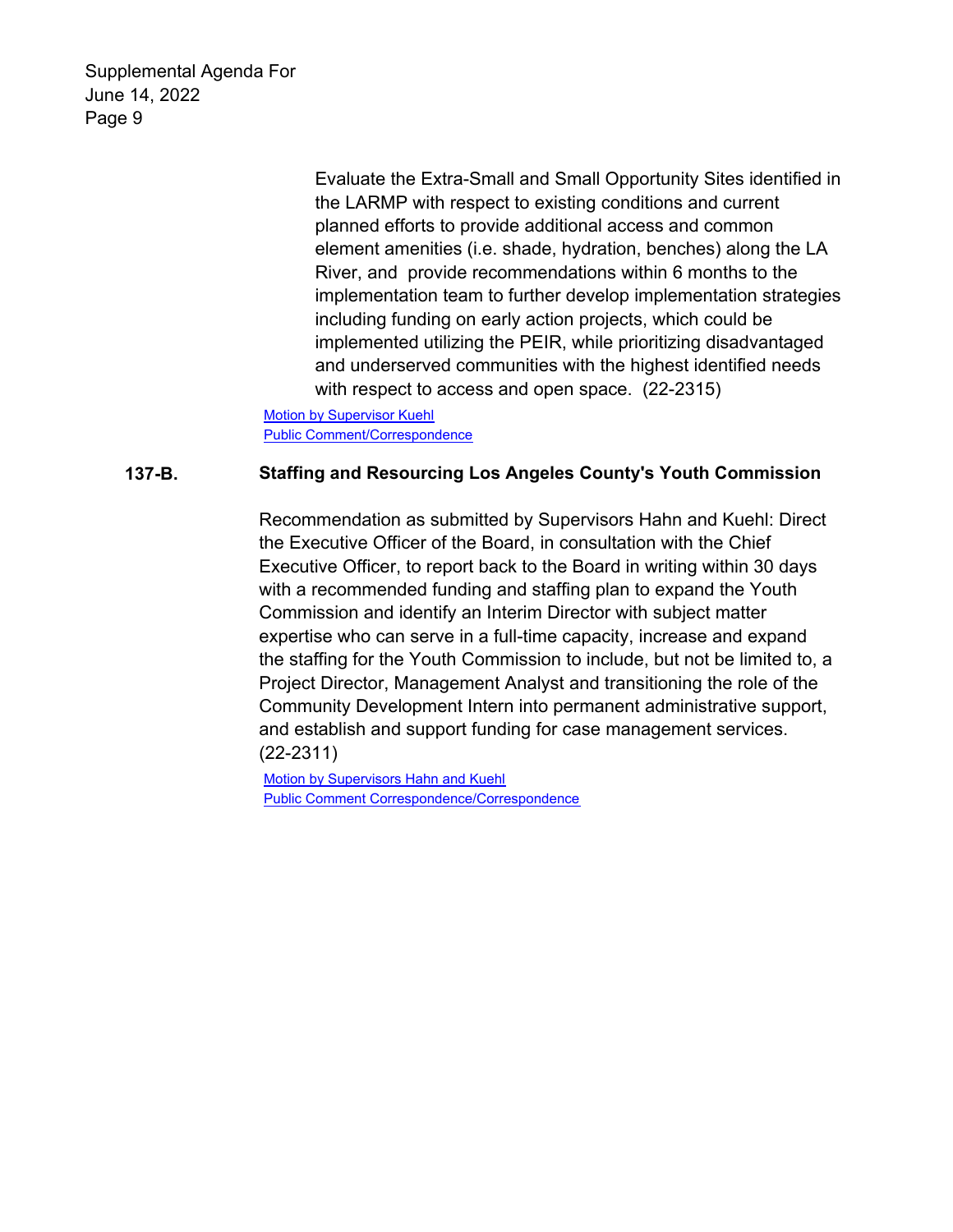Evaluate the Extra-Small and Small Opportunity Sites identified in the LARMP with respect to existing conditions and current planned efforts to provide additional access and common element amenities (i.e. shade, hydration, benches) along the LA River, and provide recommendations within 6 months to the implementation team to further develop implementation strategies including funding on early action projects, which could be implemented utilizing the PEIR, while prioritizing disadvantaged and underserved communities with the highest identified needs with respect to access and open space. (22-2315)

Motion by Supervisor Kuehl
Public Comment/Correspondence

**137-B. Staffing and Resourcing Los Angeles County's Youth Commission**

Recommendation as submitted by Supervisors Hahn and Kuehl: Direct the Executive Officer of the Board, in consultation with the Chief Executive Officer, to report back to the Board in writing within 30 days with a recommended funding and staffing plan to expand the Youth Commission and identify an Interim Director with subject matter expertise who can serve in a full-time capacity, increase and expand the staffing for the Youth Commission to include, but not be limited to, a Project Director, Management Analyst and transitioning the role of the Community Development Intern into permanent administrative support, and establish and support funding for case management services. (22-2311)

Motion by Supervisors Hahn and Kuehl
Public Comment Correspondence/Correspondence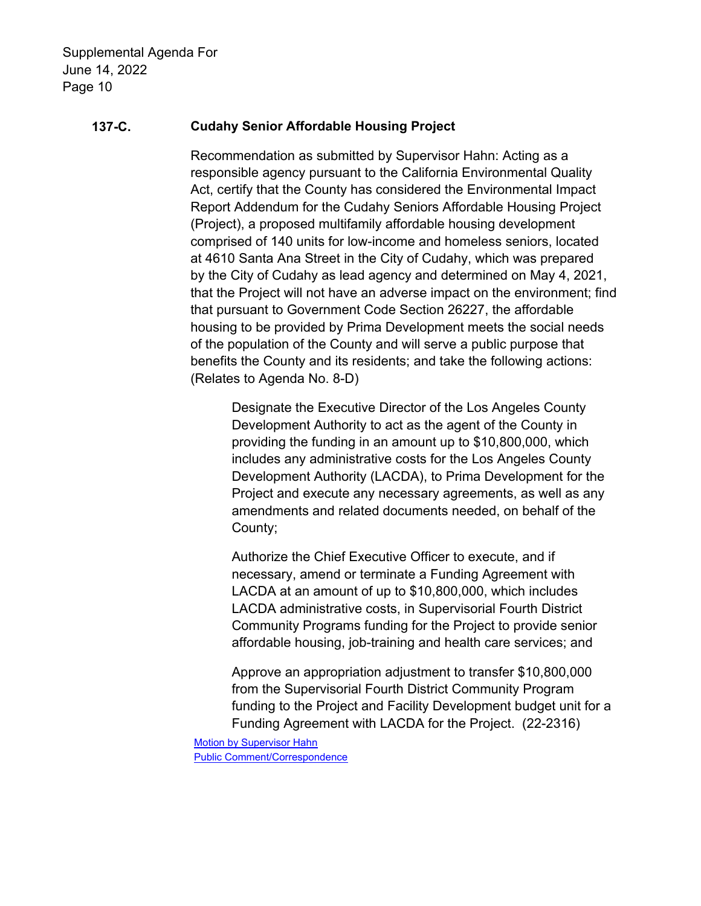**137-C. Cudahy Senior Affordable Housing Project**

Recommendation as submitted by Supervisor Hahn: Acting as a responsible agency pursuant to the California Environmental Quality Act, certify that the County has considered the Environmental Impact Report Addendum for the Cudahy Seniors Affordable Housing Project (Project), a proposed multifamily affordable housing development comprised of 140 units for low-income and homeless seniors, located at 4610 Santa Ana Street in the City of Cudahy, which was prepared by the City of Cudahy as lead agency and determined on May 4, 2021, that the Project will not have an adverse impact on the environment; find that pursuant to Government Code Section 26227, the affordable housing to be provided by Prima Development meets the social needs of the population of the County and will serve a public purpose that benefits the County and its residents; and take the following actions: (Relates to Agenda No. 8-D)

> Designate the Executive Director of the Los Angeles County Development Authority to act as the agent of the County in providing the funding in an amount up to $10,800,000, which includes any administrative costs for the Los Angeles County Development Authority (LACDA), to Prima Development for the Project and execute any necessary agreements, as well as any amendments and related documents needed, on behalf of the County;
>
> Authorize the Chief Executive Officer to execute, and if necessary, amend or terminate a Funding Agreement with LACDA at an amount of up to $10,800,000, which includes LACDA administrative costs, in Supervisorial Fourth District Community Programs funding for the Project to provide senior affordable housing, job-training and health care services; and
>
> Approve an appropriation adjustment to transfer $10,800,000 from the Supervisorial Fourth District Community Program funding to the Project and Facility Development budget unit for a Funding Agreement with LACDA for the Project. (22-2316)

Motion by Supervisor Hahn
Public Comment/Correspondence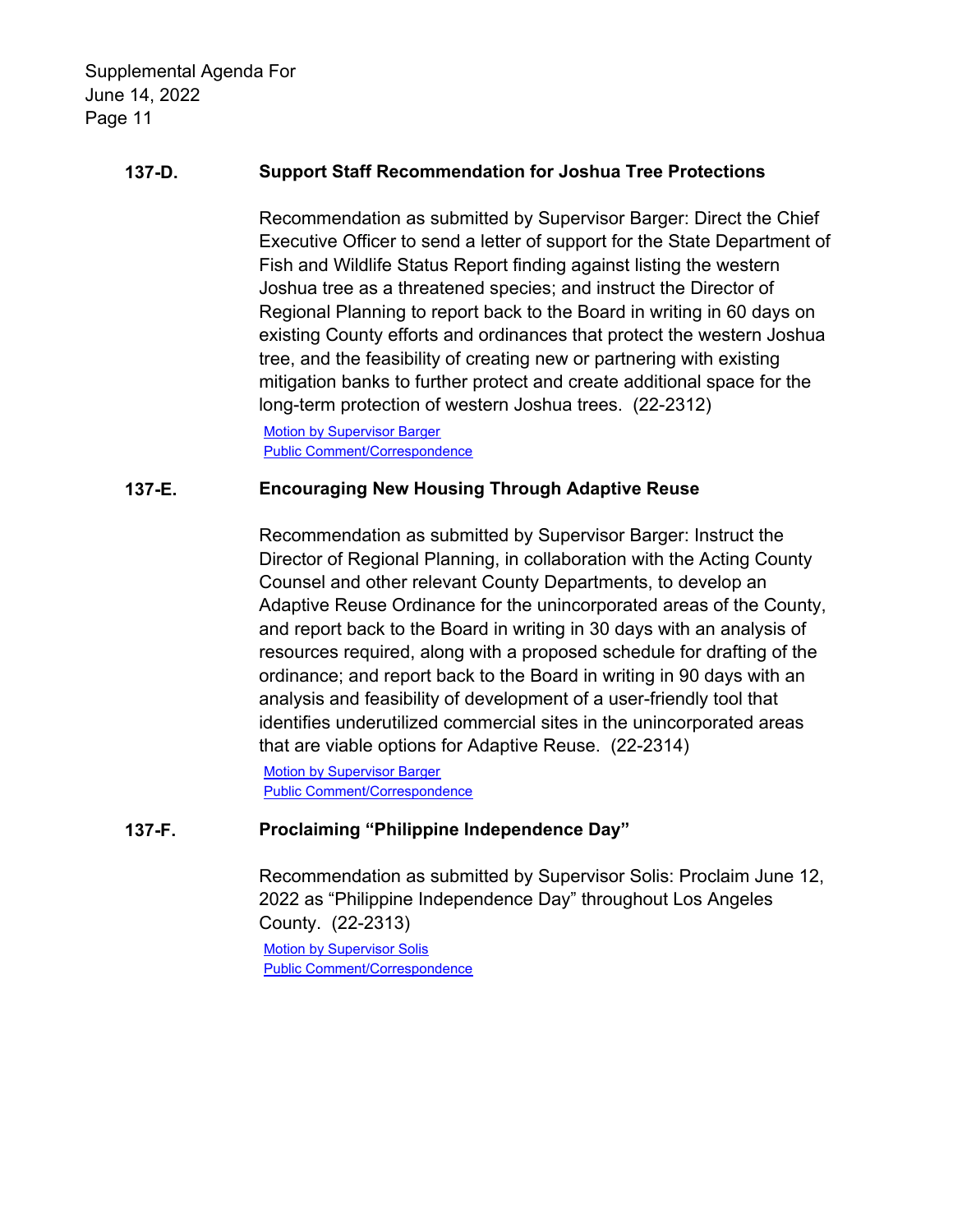**137-D. Support Staff Recommendation for Joshua Tree Protections**

Recommendation as submitted by Supervisor Barger: Direct the Chief Executive Officer to send a letter of support for the State Department of Fish and Wildlife Status Report finding against listing the western Joshua tree as a threatened species; and instruct the Director of Regional Planning to report back to the Board in writing in 60 days on existing County efforts and ordinances that protect the western Joshua tree, and the feasibility of creating new or partnering with existing mitigation banks to further protect and create additional space for the long-term protection of western Joshua trees. (22-2312)

Motion by Supervisor Barger
Public Comment/Correspondence

**137-E. Encouraging New Housing Through Adaptive Reuse**

Recommendation as submitted by Supervisor Barger: Instruct the Director of Regional Planning, in collaboration with the Acting County Counsel and other relevant County Departments, to develop an Adaptive Reuse Ordinance for the unincorporated areas of the County, and report back to the Board in writing in 30 days with an analysis of resources required, along with a proposed schedule for drafting of the ordinance; and report back to the Board in writing in 90 days with an analysis and feasibility of development of a user-friendly tool that identifies underutilized commercial sites in the unincorporated areas that are viable options for Adaptive Reuse. (22-2314)

Motion by Supervisor Barger
Public Comment/Correspondence

**137-F. Proclaiming "Philippine Independence Day"**

Recommendation as submitted by Supervisor Solis: Proclaim June 12, 2022 as "Philippine Independence Day" throughout Los Angeles County. (22-2313)

Motion by Supervisor Solis
Public Comment/Correspondence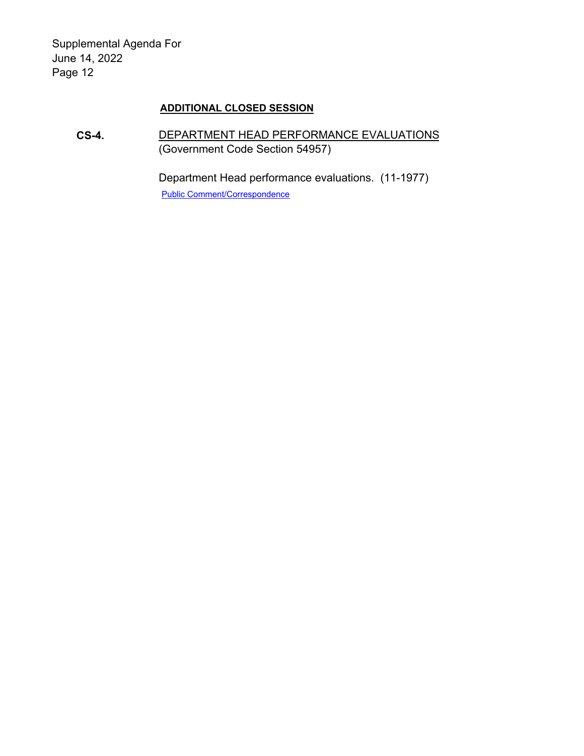## ADDITIONAL CLOSED SESSION

**CS-4.** DEPARTMENT HEAD PERFORMANCE EVALUATIONS
(Government Code Section 54957)

Department Head performance evaluations. (11-1977)

Public Comment/Correspondence